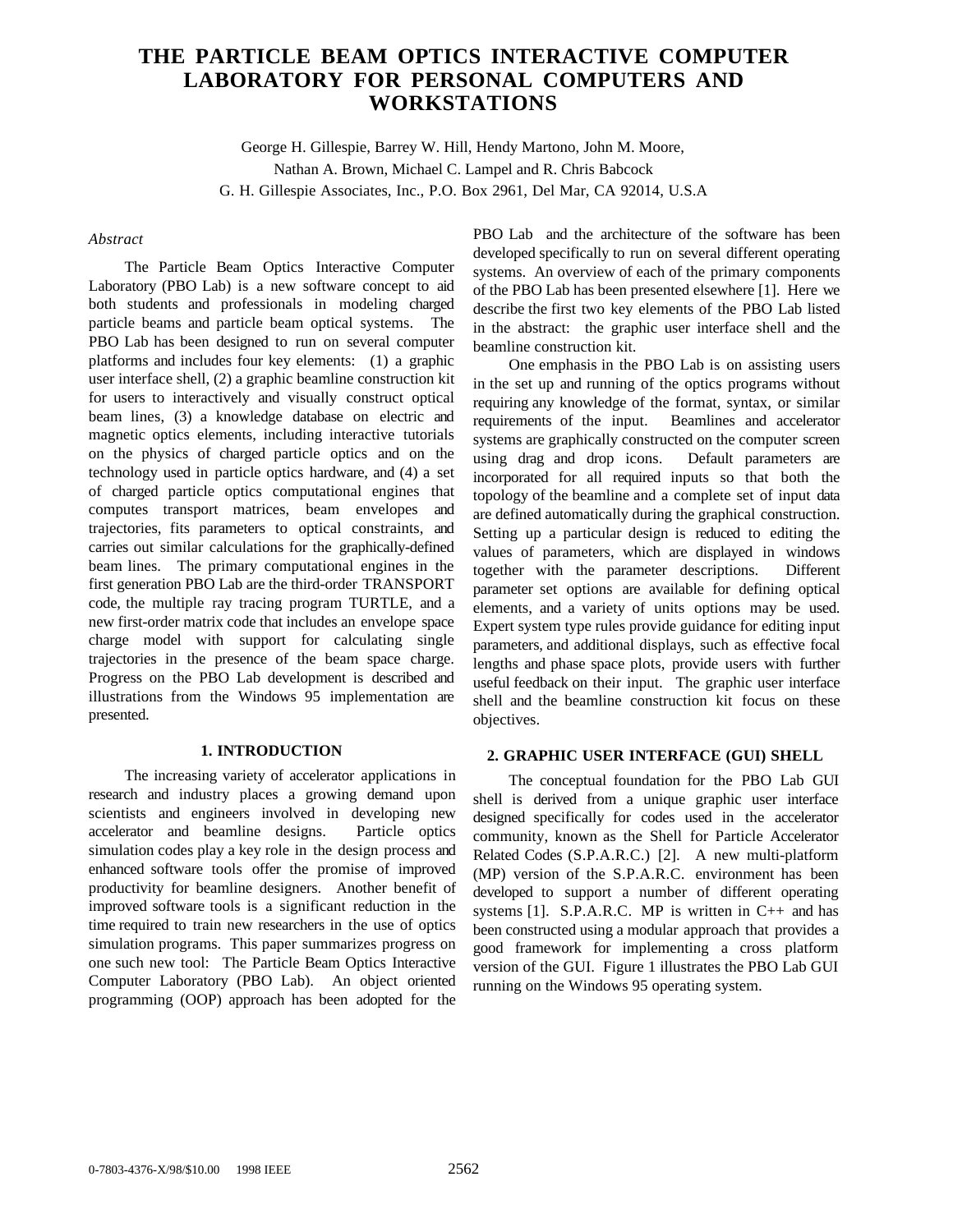# THE PARTICLE BEAM OPTICS INTERACTIVE COMPUTER LABORATORY FOR PERSONAL COMPUTERS AND WORKSTATIONS

George H. Gillespie, Barrey W. Hill, Hendy Martono, John M. Moore,
Nathan A. Brown, Michael C. Lampel and R. Chris Babcock
G. H. Gillespie Associates, Inc., P.O. Box 2961, Del Mar, CA 92014, U.S.A

*Abstract*

The Particle Beam Optics Interactive Computer Laboratory (PBO Lab) is a new software concept to aid both students and professionals in modeling charged particle beams and particle beam optical systems. The PBO Lab has been designed to run on several computer platforms and includes four key elements: (1) a graphic user interface shell, (2) a graphic beamline construction kit for users to interactively and visually construct optical beam lines, (3) a knowledge database on electric and magnetic optics elements, including interactive tutorials on the physics of charged particle optics and on the technology used in particle optics hardware, and (4) a set of charged particle optics computational engines that computes transport matrices, beam envelopes and trajectories, fits parameters to optical constraints, and carries out similar calculations for the graphically-defined beam lines. The primary computational engines in the first generation PBO Lab are the third-order TRANSPORT code, the multiple ray tracing program TURTLE, and a new first-order matrix code that includes an envelope space charge model with support for calculating single trajectories in the presence of the beam space charge. Progress on the PBO Lab development is described and illustrations from the Windows 95 implementation are presented.

## 1. INTRODUCTION

The increasing variety of accelerator applications in research and industry places a growing demand upon scientists and engineers involved in developing new accelerator and beamline designs. Particle optics simulation codes play a key role in the design process and enhanced software tools offer the promise of improved productivity for beamline designers. Another benefit of improved software tools is a significant reduction in the time required to train new researchers in the use of optics simulation programs. This paper summarizes progress on one such new tool: The Particle Beam Optics Interactive Computer Laboratory (PBO Lab). An object oriented programming (OOP) approach has been adopted for the PBO Lab and the architecture of the software has been developed specifically to run on several different operating systems. An overview of each of the primary components of the PBO Lab has been presented elsewhere [1]. Here we describe the first two key elements of the PBO Lab listed in the abstract: the graphic user interface shell and the beamline construction kit.

One emphasis in the PBO Lab is on assisting users in the set up and running of the optics programs without requiring any knowledge of the format, syntax, or similar requirements of the input. Beamlines and accelerator systems are graphically constructed on the computer screen using drag and drop icons. Default parameters are incorporated for all required inputs so that both the topology of the beamline and a complete set of input data are defined automatically during the graphical construction. Setting up a particular design is reduced to editing the values of parameters, which are displayed in windows together with the parameter descriptions. Different parameter set options are available for defining optical elements, and a variety of units options may be used. Expert system type rules provide guidance for editing input parameters, and additional displays, such as effective focal lengths and phase space plots, provide users with further useful feedback on their input. The graphic user interface shell and the beamline construction kit focus on these objectives.

## 2. GRAPHIC USER INTERFACE (GUI) SHELL

The conceptual foundation for the PBO Lab GUI shell is derived from a unique graphic user interface designed specifically for codes used in the accelerator community, known as the Shell for Particle Accelerator Related Codes (S.P.A.R.C.) [2]. A new multi-platform (MP) version of the S.P.A.R.C. environment has been developed to support a number of different operating systems [1]. S.P.A.R.C. MP is written in C++ and has been constructed using a modular approach that provides a good framework for implementing a cross platform version of the GUI. Figure 1 illustrates the PBO Lab GUI running on the Windows 95 operating system.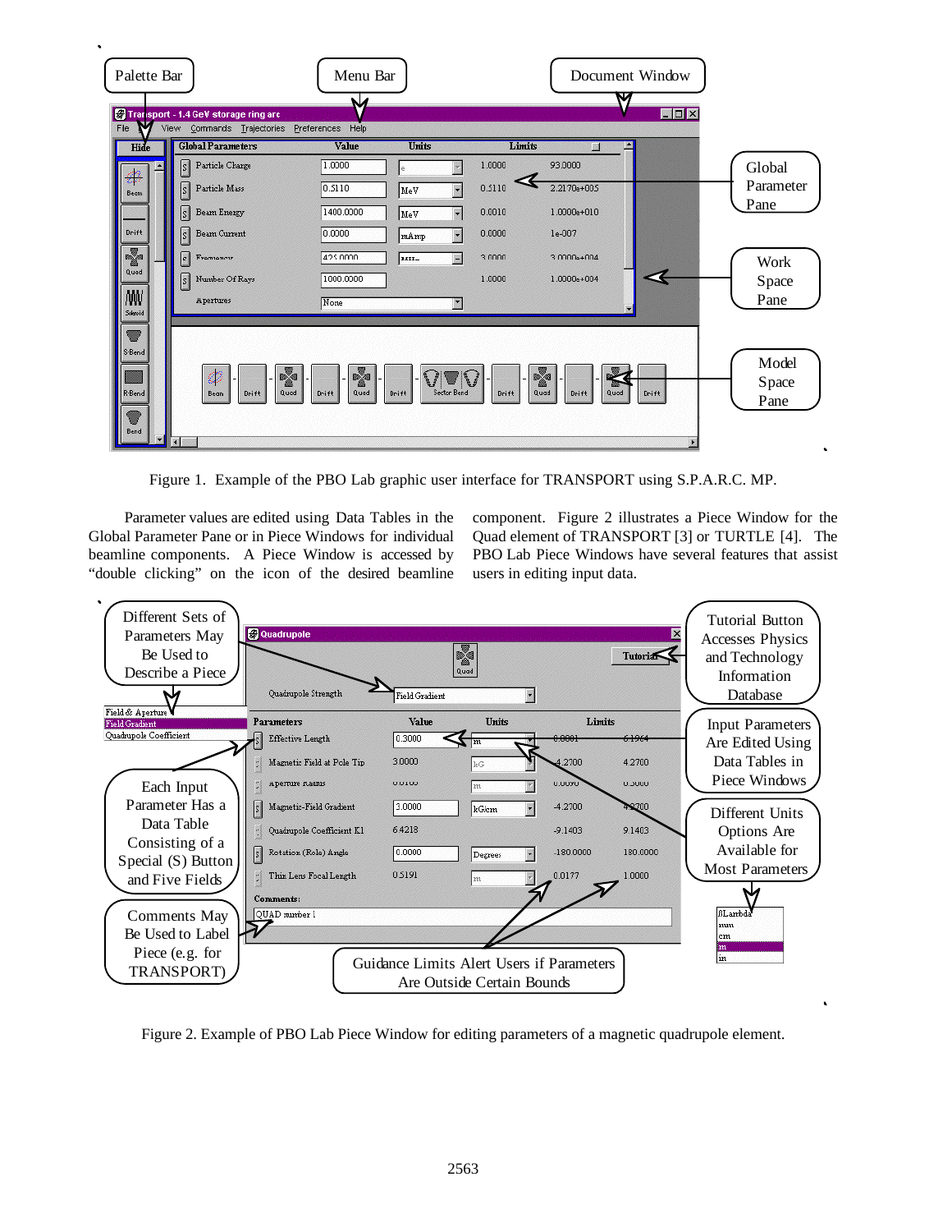Figure 1. Example of the PBO Lab graphic user interface for TRANSPORT using S.P.A.R.C. MP.

Parameter values are edited using Data Tables in the Global Parameter Pane or in Piece Windows for individual beamline components. A Piece Window is accessed by "double clicking" on the icon of the desired beamline component. Figure 2 illustrates a Piece Window for the Quad element of TRANSPORT [3] or TURTLE [4]. The PBO Lab Piece Windows have several features that assist users in editing input data.

Figure 2. Example of PBO Lab Piece Window for editing parameters of a magnetic quadrupole element.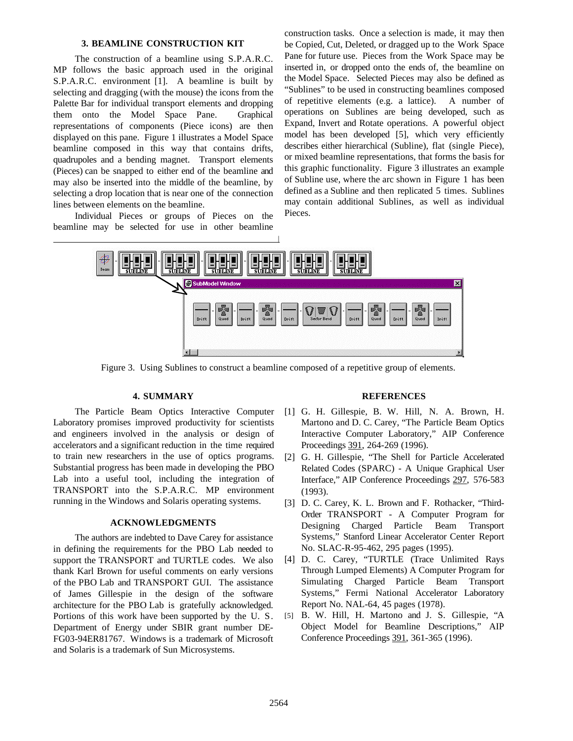### 3. BEAMLINE CONSTRUCTION KIT

The construction of a beamline using S.P.A.R.C. MP follows the basic approach used in the original S.P.A.R.C. environment [1]. A beamline is built by selecting and dragging (with the mouse) the icons from the Palette Bar for individual transport elements and dropping them onto the Model Space Pane. Graphical representations of components (Piece icons) are then displayed on this pane. Figure 1 illustrates a Model Space beamline composed in this way that contains drifts, quadrupoles and a bending magnet. Transport elements (Pieces) can be snapped to either end of the beamline and may also be inserted into the middle of the beamline, by selecting a drop location that is near one of the connection lines between elements on the beamline.

Individual Pieces or groups of Pieces on the beamline may be selected for use in other beamline construction tasks. Once a selection is made, it may then be Copied, Cut, Deleted, or dragged up to the Work Space Pane for future use. Pieces from the Work Space may be inserted in, or dropped onto the ends of, the beamline on the Model Space. Selected Pieces may also be defined as "Sublines" to be used in constructing beamlines composed of repetitive elements (e.g. a lattice). A number of operations on Sublines are being developed, such as Expand, Invert and Rotate operations. A powerful object model has been developed [5], which very efficiently describes either hierarchical (Subline), flat (single Piece), or mixed beamline representations, that forms the basis for this graphic functionality. Figure 3 illustrates an example of Subline use, where the arc shown in Figure 1 has been defined as a Subline and then replicated 5 times. Sublines may contain additional Sublines, as well as individual Pieces.

Beam
SUBLINE
SUBLINE
SUBLINE
SUBLINE
SUBLINE
SUBLINE
SubModel Window
Drift
Quad
Drift
Quad
Drift
Sector Bend
Drift
Quad
Drift
Quad
Drift

Figure 3. Using Sublines to construct a beamline composed of a repetitive group of elements.

### 4. SUMMARY

The Particle Beam Optics Interactive Computer Laboratory promises improved productivity for scientists and engineers involved in the analysis or design of accelerators and a significant reduction in the time required to train new researchers in the use of optics programs. Substantial progress has been made in developing the PBO Lab into a useful tool, including the integration of TRANSPORT into the S.P.A.R.C. MP environment running in the Windows and Solaris operating systems.

### ACKNOWLEDGMENTS

The authors are indebted to Dave Carey for assistance in defining the requirements for the PBO Lab needed to support the TRANSPORT and TURTLE codes. We also thank Karl Brown for useful comments on early versions of the PBO Lab and TRANSPORT GUI. The assistance of James Gillespie in the design of the software architecture for the PBO Lab is gratefully acknowledged. Portions of this work have been supported by the U. S. Department of Energy under SBIR grant number DE-FG03-94ER81767. Windows is a trademark of Microsoft and Solaris is a trademark of Sun Microsystems.

### REFERENCES

[1] G. H. Gillespie, B. W. Hill, N. A. Brown, H. Martono and D. C. Carey, "The Particle Beam Optics Interactive Computer Laboratory," AIP Conference Proceedings 391, 264-269 (1996).

[2] G. H. Gillespie, "The Shell for Particle Accelerated Related Codes (SPARC) - A Unique Graphical User Interface," AIP Conference Proceedings 297, 576-583 (1993).

[3] D. C. Carey, K. L. Brown and F. Rothacker, "Third-Order TRANSPORT - A Computer Program for Designing Charged Particle Beam Transport Systems," Stanford Linear Accelerator Center Report No. SLAC-R-95-462, 295 pages (1995).

[4] D. C. Carey, "TURTLE (Trace Unlimited Rays Through Lumped Elements) A Computer Program for Simulating Charged Particle Beam Transport Systems," Fermi National Accelerator Laboratory Report No. NAL-64, 45 pages (1978).

[5] B. W. Hill, H. Martono and J. S. Gillespie, "A Object Model for Beamline Descriptions," AIP Conference Proceedings 391, 361-365 (1996).